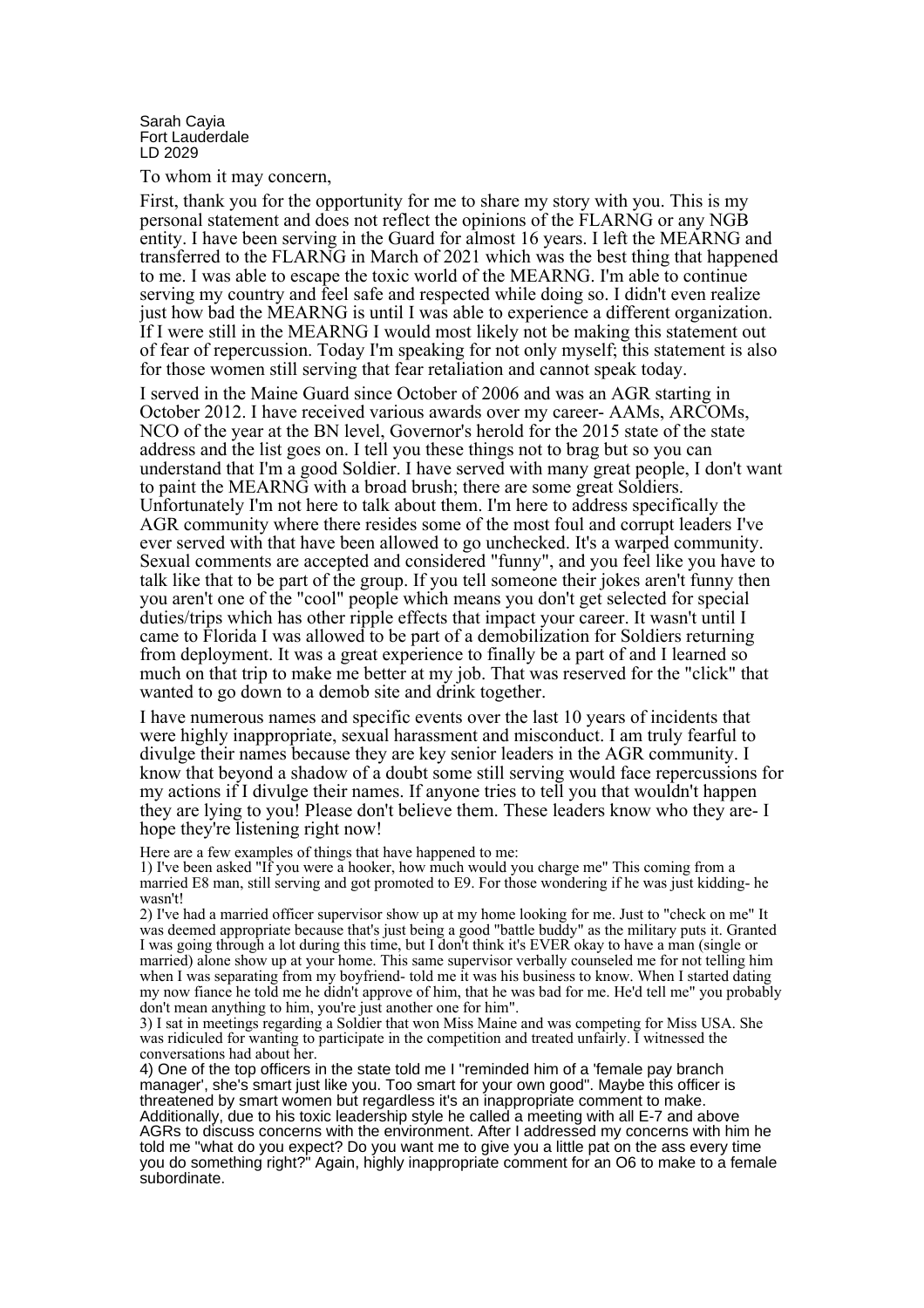Sarah Cayia
Fort Lauderdale
LD 2029

To whom it may concern,

First, thank you for the opportunity for me to share my story with you. This is my personal statement and does not reflect the opinions of the FLARNG or any NGB entity. I have been serving in the Guard for almost 16 years. I left the MEARNG and transferred to the FLARNG in March of 2021 which was the best thing that happened to me. I was able to escape the toxic world of the MEARNG. I'm able to continue serving my country and feel safe and respected while doing so. I didn't even realize just how bad the MEARNG is until I was able to experience a different organization. If I were still in the MEARNG I would most likely not be making this statement out of fear of repercussion. Today I'm speaking for not only myself; this statement is also for those women still serving that fear retaliation and cannot speak today.

I served in the Maine Guard since October of 2006 and was an AGR starting in October 2012. I have received various awards over my career- AAMs, ARCOMs, NCO of the year at the BN level, Governor's herold for the 2015 state of the state address and the list goes on. I tell you these things not to brag but so you can understand that I'm a good Soldier. I have served with many great people, I don't want to paint the MEARNG with a broad brush; there are some great Soldiers. Unfortunately I'm not here to talk about them. I'm here to address specifically the AGR community where there resides some of the most foul and corrupt leaders I've ever served with that have been allowed to go unchecked. It's a warped community. Sexual comments are accepted and considered "funny", and you feel like you have to talk like that to be part of the group. If you tell someone their jokes aren't funny then you aren't one of the "cool" people which means you don't get selected for special duties/trips which has other ripple effects that impact your career. It wasn't until I came to Florida I was allowed to be part of a demobilization for Soldiers returning from deployment. It was a great experience to finally be a part of and I learned so much on that trip to make me better at my job. That was reserved for the "click" that wanted to go down to a demob site and drink together.

I have numerous names and specific events over the last 10 years of incidents that were highly inappropriate, sexual harassment and misconduct. I am truly fearful to divulge their names because they are key senior leaders in the AGR community. I know that beyond a shadow of a doubt some still serving would face repercussions for my actions if I divulge their names. If anyone tries to tell you that wouldn't happen they are lying to you! Please don't believe them. These leaders know who they are- I hope they're listening right now!

Here are a few examples of things that have happened to me:

1) I've been asked "If you were a hooker, how much would you charge me" This coming from a married E8 man, still serving and got promoted to E9. For those wondering if he was just kidding- he wasn't!

2) I've had a married officer supervisor show up at my home looking for me. Just to "check on me" It was deemed appropriate because that's just being a good "battle buddy" as the military puts it. Granted I was going through a lot during this time, but I don't think it's EVER okay to have a man (single or married) alone show up at your home. This same supervisor verbally counseled me for not telling him when I was separating from my boyfriend- told me it was his business to know. When I started dating my now fiance he told me he didn't approve of him, that he was bad for me. He'd tell me" you probably don't mean anything to him, you're just another one for him".

3) I sat in meetings regarding a Soldier that won Miss Maine and was competing for Miss USA. She was ridiculed for wanting to participate in the competition and treated unfairly. I witnessed the conversations had about her.

4) One of the top officers in the state told me I "reminded him of a 'female pay branch manager', she's smart just like you. Too smart for your own good". Maybe this officer is threatened by smart women but regardless it's an inappropriate comment to make. Additionally, due to his toxic leadership style he called a meeting with all E-7 and above AGRs to discuss concerns with the environment. After I addressed my concerns with him he told me "what do you expect? Do you want me to give you a little pat on the ass every time you do something right?" Again, highly inappropriate comment for an O6 to make to a female subordinate.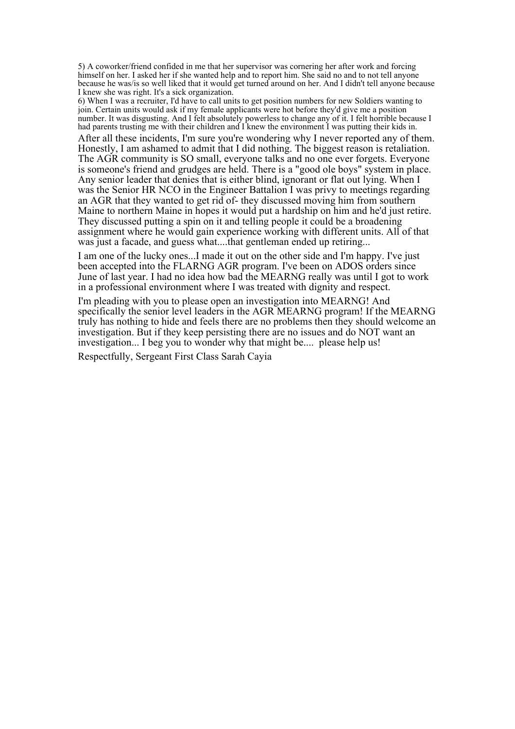5) A coworker/friend confided in me that her supervisor was cornering her after work and forcing himself on her. I asked her if she wanted help and to report him. She said no and to not tell anyone because he was/is so well liked that it would get turned around on her. And I didn't tell anyone because I knew she was right. It's a sick organization.

6) When I was a recruiter, I'd have to call units to get position numbers for new Soldiers wanting to join. Certain units would ask if my female applicants were hot before they'd give me a position number. It was disgusting. And I felt absolutely powerless to change any of it. I felt horrible because I had parents trusting me with their children and I knew the environment I was putting their kids in.

After all these incidents, I'm sure you're wondering why I never reported any of them. Honestly, I am ashamed to admit that I did nothing. The biggest reason is retaliation. The AGR community is SO small, everyone talks and no one ever forgets. Everyone is someone's friend and grudges are held. There is a "good ole boys" system in place. Any senior leader that denies that is either blind, ignorant or flat out lying. When I was the Senior HR NCO in the Engineer Battalion I was privy to meetings regarding an AGR that they wanted to get rid of- they discussed moving him from southern Maine to northern Maine in hopes it would put a hardship on him and he'd just retire. They discussed putting a spin on it and telling people it could be a broadening assignment where he would gain experience working with different units. All of that was just a facade, and guess what....that gentleman ended up retiring...

I am one of the lucky ones...I made it out on the other side and I'm happy. I've just been accepted into the FLARNG AGR program. I've been on ADOS orders since June of last year. I had no idea how bad the MEARNG really was until I got to work in a professional environment where I was treated with dignity and respect.

I'm pleading with you to please open an investigation into MEARNG! And specifically the senior level leaders in the AGR MEARNG program! If the MEARNG truly has nothing to hide and feels there are no problems then they should welcome an investigation. But if they keep persisting there are no issues and do NOT want an investigation... I beg you to wonder why that might be.... please help us!

Respectfully, Sergeant First Class Sarah Cayia